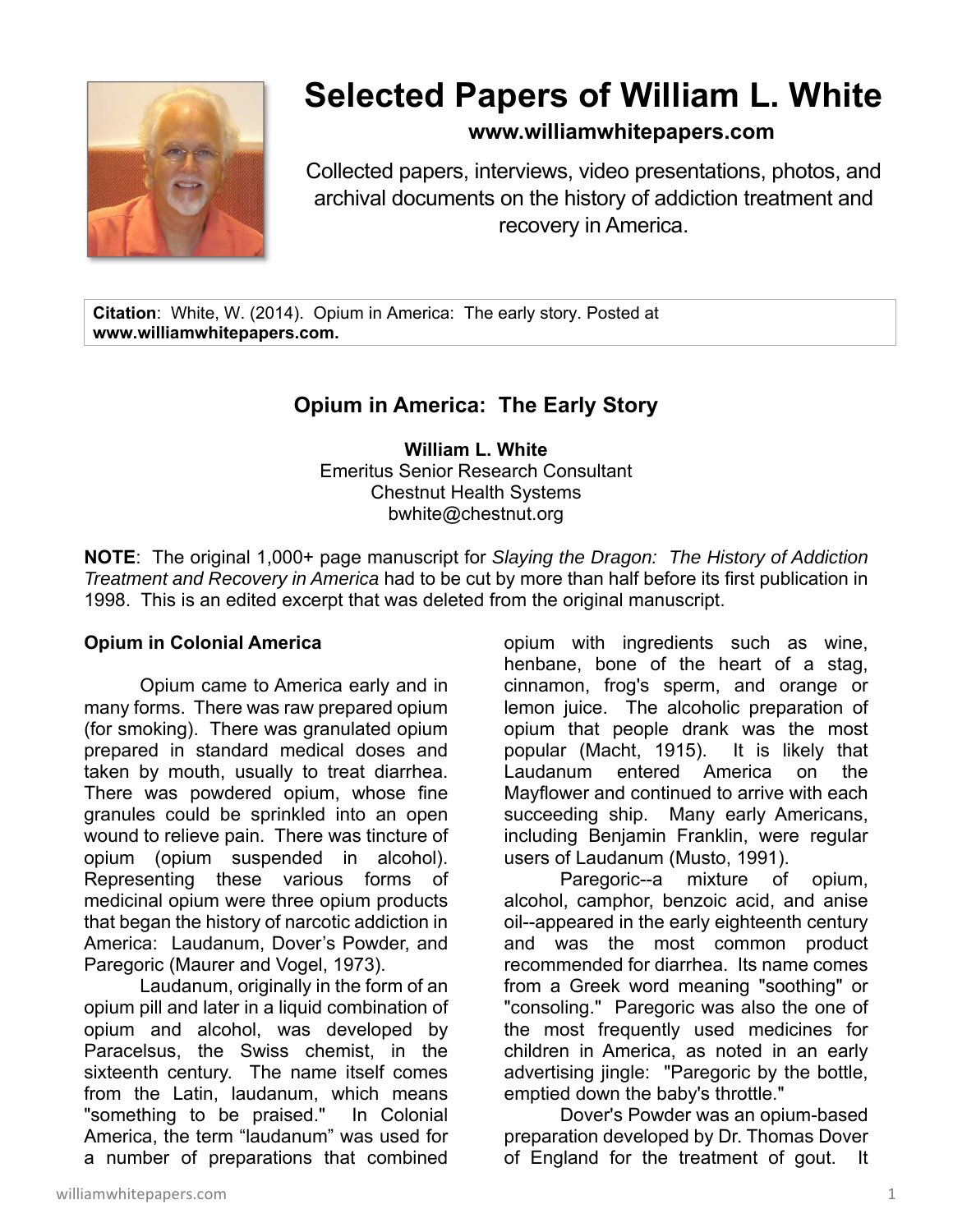# Selected Papers of William L. White

**www.williamwhitepapers.com**

Collected papers, interviews, video presentations, photos, and archival documents on the history of addiction treatment and recovery in America.

**Citation**: White, W. (2014). Opium in America: The early story. Posted at **www.williamwhitepapers.com.**

## Opium in America: The Early Story

**William L. White**
Emeritus Senior Research Consultant
Chestnut Health Systems
bwhite@chestnut.org

**NOTE**: The original 1,000+ page manuscript for *Slaying the Dragon: The History of Addiction Treatment and Recovery in America* had to be cut by more than half before its first publication in 1998. This is an edited excerpt that was deleted from the original manuscript.

### Opium in Colonial America

Opium came to America early and in many forms. There was raw prepared opium (for smoking). There was granulated opium prepared in standard medical doses and taken by mouth, usually to treat diarrhea. There was powdered opium, whose fine granules could be sprinkled into an open wound to relieve pain. There was tincture of opium (opium suspended in alcohol). Representing these various forms of medicinal opium were three opium products that began the history of narcotic addiction in America: Laudanum, Dover's Powder, and Paregoric (Maurer and Vogel, 1973).

Laudanum, originally in the form of an opium pill and later in a liquid combination of opium and alcohol, was developed by Paracelsus, the Swiss chemist, in the sixteenth century. The name itself comes from the Latin, laudanum, which means "something to be praised." In Colonial America, the term "laudanum" was used for a number of preparations that combined opium with ingredients such as wine, henbane, bone of the heart of a stag, cinnamon, frog's sperm, and orange or lemon juice. The alcoholic preparation of opium that people drank was the most popular (Macht, 1915). It is likely that Laudanum entered America on the Mayflower and continued to arrive with each succeeding ship. Many early Americans, including Benjamin Franklin, were regular users of Laudanum (Musto, 1991).

Paregoric--a mixture of opium, alcohol, camphor, benzoic acid, and anise oil--appeared in the early eighteenth century and was the most common product recommended for diarrhea. Its name comes from a Greek word meaning "soothing" or "consoling." Paregoric was also the one of the most frequently used medicines for children in America, as noted in an early advertising jingle: "Paregoric by the bottle, emptied down the baby's throttle."

Dover's Powder was an opium-based preparation developed by Dr. Thomas Dover of England for the treatment of gout. It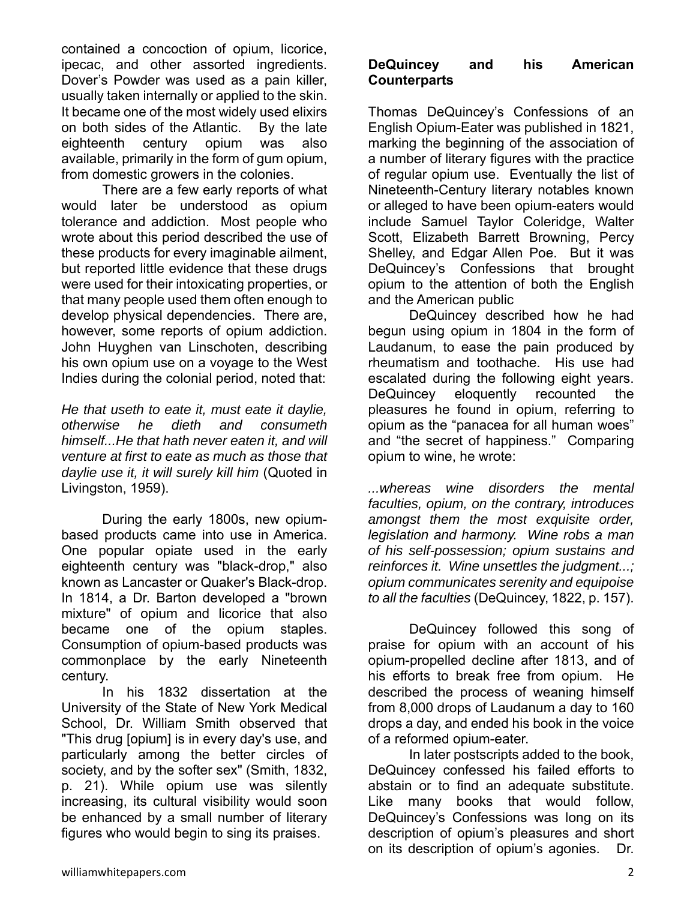contained a concoction of opium, licorice, ipecac, and other assorted ingredients. Dover's Powder was used as a pain killer, usually taken internally or applied to the skin. It became one of the most widely used elixirs on both sides of the Atlantic. By the late eighteenth century opium was also available, primarily in the form of gum opium, from domestic growers in the colonies.

There are a few early reports of what would later be understood as opium tolerance and addiction. Most people who wrote about this period described the use of these products for every imaginable ailment, but reported little evidence that these drugs were used for their intoxicating properties, or that many people used them often enough to develop physical dependencies. There are, however, some reports of opium addiction. John Huyghen van Linschoten, describing his own opium use on a voyage to the West Indies during the colonial period, noted that:

*He that useth to eate it, must eate it daylie, otherwise he dieth and consumeth himself...He that hath never eaten it, and will venture at first to eate as much as those that daylie use it, it will surely kill him* (Quoted in Livingston, 1959).

During the early 1800s, new opium-based products came into use in America. One popular opiate used in the early eighteenth century was "black-drop," also known as Lancaster or Quaker's Black-drop. In 1814, a Dr. Barton developed a "brown mixture" of opium and licorice that also became one of the opium staples. Consumption of opium-based products was commonplace by the early Nineteenth century.

In his 1832 dissertation at the University of the State of New York Medical School, Dr. William Smith observed that "This drug [opium] is in every day's use, and particularly among the better circles of society, and by the softer sex" (Smith, 1832, p. 21). While opium use was silently increasing, its cultural visibility would soon be enhanced by a small number of literary figures who would begin to sing its praises.

**DeQuincey and his American Counterparts**

Thomas DeQuincey's Confessions of an English Opium-Eater was published in 1821, marking the beginning of the association of a number of literary figures with the practice of regular opium use. Eventually the list of Nineteenth-Century literary notables known or alleged to have been opium-eaters would include Samuel Taylor Coleridge, Walter Scott, Elizabeth Barrett Browning, Percy Shelley, and Edgar Allen Poe. But it was DeQuincey's Confessions that brought opium to the attention of both the English and the American public

DeQuincey described how he had begun using opium in 1804 in the form of Laudanum, to ease the pain produced by rheumatism and toothache. His use had escalated during the following eight years. DeQuincey eloquently recounted the pleasures he found in opium, referring to opium as the "panacea for all human woes" and "the secret of happiness." Comparing opium to wine, he wrote:

*...whereas wine disorders the mental faculties, opium, on the contrary, introduces amongst them the most exquisite order, legislation and harmony. Wine robs a man of his self-possession; opium sustains and reinforces it. Wine unsettles the judgment...; opium communicates serenity and equipoise to all the faculties* (DeQuincey, 1822, p. 157).

DeQuincey followed this song of praise for opium with an account of his opium-propelled decline after 1813, and of his efforts to break free from opium. He described the process of weaning himself from 8,000 drops of Laudanum a day to 160 drops a day, and ended his book in the voice of a reformed opium-eater.

In later postscripts added to the book, DeQuincey confessed his failed efforts to abstain or to find an adequate substitute. Like many books that would follow, DeQuincey's Confessions was long on its description of opium's pleasures and short on its description of opium's agonies. Dr.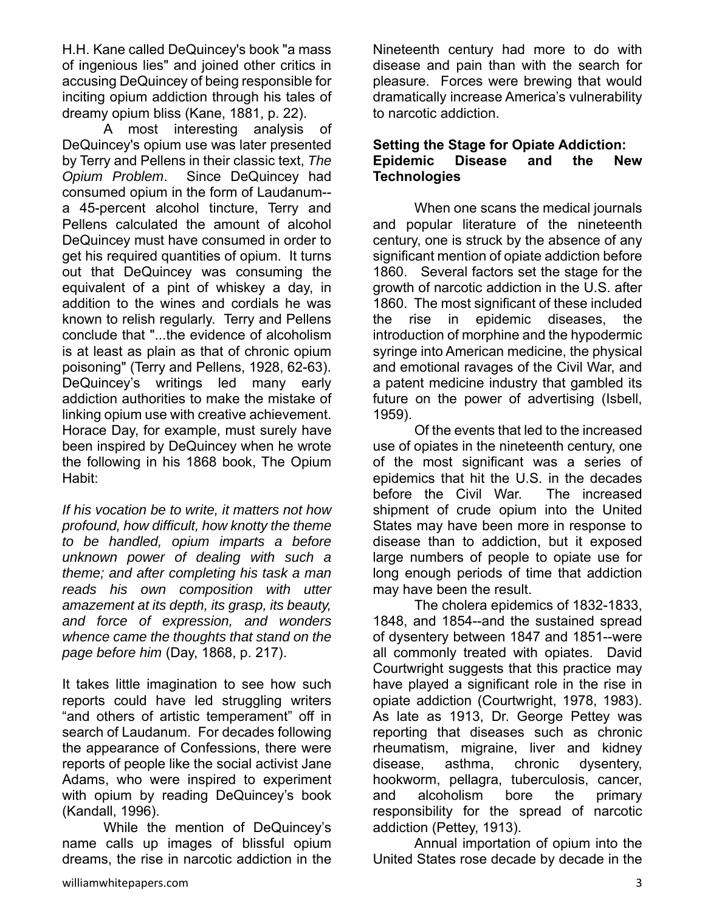H.H. Kane called DeQuincey's book "a mass of ingenious lies" and joined other critics in accusing DeQuincey of being responsible for inciting opium addiction through his tales of dreamy opium bliss (Kane, 1881, p. 22).

A most interesting analysis of DeQuincey's opium use was later presented by Terry and Pellens in their classic text, *The Opium Problem*. Since DeQuincey had consumed opium in the form of Laudanum--a 45-percent alcohol tincture, Terry and Pellens calculated the amount of alcohol DeQuincey must have consumed in order to get his required quantities of opium. It turns out that DeQuincey was consuming the equivalent of a pint of whiskey a day, in addition to the wines and cordials he was known to relish regularly. Terry and Pellens conclude that "...the evidence of alcoholism is at least as plain as that of chronic opium poisoning" (Terry and Pellens, 1928, 62-63). DeQuincey's writings led many early addiction authorities to make the mistake of linking opium use with creative achievement. Horace Day, for example, must surely have been inspired by DeQuincey when he wrote the following in his 1868 book, The Opium Habit:

*If his vocation be to write, it matters not how profound, how difficult, how knotty the theme to be handled, opium imparts a before unknown power of dealing with such a theme; and after completing his task a man reads his own composition with utter amazement at its depth, its grasp, its beauty, and force of expression, and wonders whence came the thoughts that stand on the page before him* (Day, 1868, p. 217).

It takes little imagination to see how such reports could have led struggling writers "and others of artistic temperament" off in search of Laudanum. For decades following the appearance of Confessions, there were reports of people like the social activist Jane Adams, who were inspired to experiment with opium by reading DeQuincey's book (Kandall, 1996).

While the mention of DeQuincey's name calls up images of blissful opium dreams, the rise in narcotic addiction in the Nineteenth century had more to do with disease and pain than with the search for pleasure. Forces were brewing that would dramatically increase America's vulnerability to narcotic addiction.

## Setting the Stage for Opiate Addiction: Epidemic Disease and the New Technologies

When one scans the medical journals and popular literature of the nineteenth century, one is struck by the absence of any significant mention of opiate addiction before 1860. Several factors set the stage for the growth of narcotic addiction in the U.S. after 1860. The most significant of these included the rise in epidemic diseases, the introduction of morphine and the hypodermic syringe into American medicine, the physical and emotional ravages of the Civil War, and a patent medicine industry that gambled its future on the power of advertising (Isbell, 1959).

Of the events that led to the increased use of opiates in the nineteenth century, one of the most significant was a series of epidemics that hit the U.S. in the decades before the Civil War. The increased shipment of crude opium into the United States may have been more in response to disease than to addiction, but it exposed large numbers of people to opiate use for long enough periods of time that addiction may have been the result.

The cholera epidemics of 1832-1833, 1848, and 1854--and the sustained spread of dysentery between 1847 and 1851--were all commonly treated with opiates. David Courtwright suggests that this practice may have played a significant role in the rise in opiate addiction (Courtwright, 1978, 1983). As late as 1913, Dr. George Pettey was reporting that diseases such as chronic rheumatism, migraine, liver and kidney disease, asthma, chronic dysentery, hookworm, pellagra, tuberculosis, cancer, and alcoholism bore the primary responsibility for the spread of narcotic addiction (Pettey, 1913).

Annual importation of opium into the United States rose decade by decade in the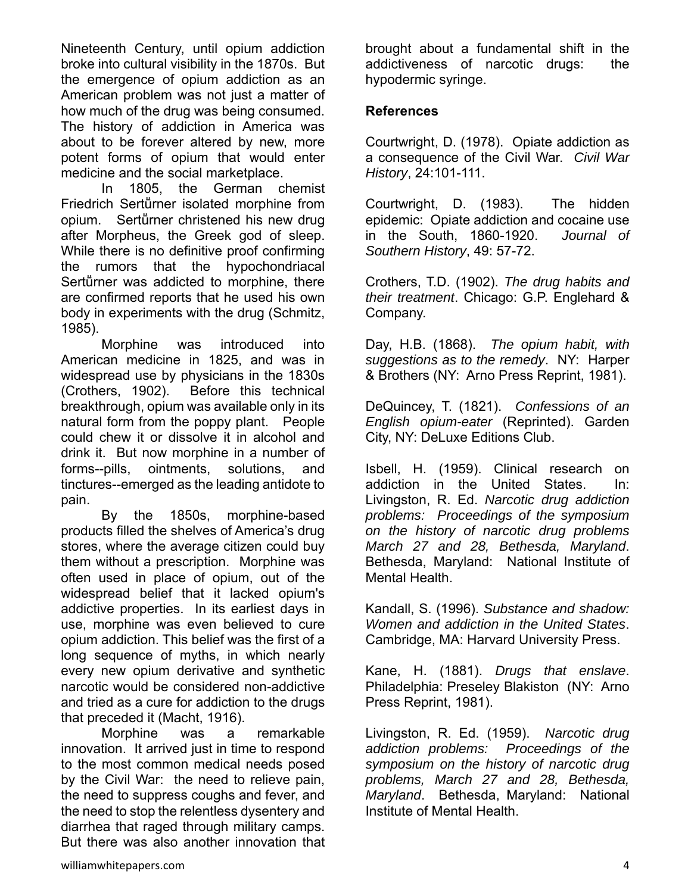Nineteenth Century, until opium addiction broke into cultural visibility in the 1870s. But the emergence of opium addiction as an American problem was not just a matter of how much of the drug was being consumed. The history of addiction in America was about to be forever altered by new, more potent forms of opium that would enter medicine and the social marketplace.

In 1805, the German chemist Friedrich Sertűrner isolated morphine from opium. Sertűrner christened his new drug after Morpheus, the Greek god of sleep. While there is no definitive proof confirming the rumors that the hypochondriacal Sertűrner was addicted to morphine, there are confirmed reports that he used his own body in experiments with the drug (Schmitz, 1985).

Morphine was introduced into American medicine in 1825, and was in widespread use by physicians in the 1830s (Crothers, 1902). Before this technical breakthrough, opium was available only in its natural form from the poppy plant. People could chew it or dissolve it in alcohol and drink it. But now morphine in a number of forms--pills, ointments, solutions, and tinctures--emerged as the leading antidote to pain.

By the 1850s, morphine-based products filled the shelves of America's drug stores, where the average citizen could buy them without a prescription. Morphine was often used in place of opium, out of the widespread belief that it lacked opium's addictive properties. In its earliest days in use, morphine was even believed to cure opium addiction. This belief was the first of a long sequence of myths, in which nearly every new opium derivative and synthetic narcotic would be considered non-addictive and tried as a cure for addiction to the drugs that preceded it (Macht, 1916).

Morphine was a remarkable innovation. It arrived just in time to respond to the most common medical needs posed by the Civil War: the need to relieve pain, the need to suppress coughs and fever, and the need to stop the relentless dysentery and diarrhea that raged through military camps. But there was also another innovation that brought about a fundamental shift in the addictiveness of narcotic drugs: the hypodermic syringe.

**References**

Courtwright, D. (1978). Opiate addiction as a consequence of the Civil War. *Civil War History*, 24:101-111.

Courtwright, D. (1983). The hidden epidemic: Opiate addiction and cocaine use in the South, 1860-1920. *Journal of Southern History*, 49: 57-72.

Crothers, T.D. (1902). *The drug habits and their treatment*. Chicago: G.P. Englehard & Company.

Day, H.B. (1868). *The opium habit, with suggestions as to the remedy*. NY: Harper & Brothers (NY: Arno Press Reprint, 1981).

DeQuincey, T. (1821). *Confessions of an English opium-eater* (Reprinted). Garden City, NY: DeLuxe Editions Club.

Isbell, H. (1959). Clinical research on addiction in the United States. In: Livingston, R. Ed. *Narcotic drug addiction problems: Proceedings of the symposium on the history of narcotic drug problems March 27 and 28, Bethesda, Maryland*. Bethesda, Maryland: National Institute of Mental Health.

Kandall, S. (1996). *Substance and shadow: Women and addiction in the United States*. Cambridge, MA: Harvard University Press.

Kane, H. (1881). *Drugs that enslave*. Philadelphia: Preseley Blakiston (NY: Arno Press Reprint, 1981).

Livingston, R. Ed. (1959). *Narcotic drug addiction problems: Proceedings of the symposium on the history of narcotic drug problems, March 27 and 28, Bethesda, Maryland*. Bethesda, Maryland: National Institute of Mental Health.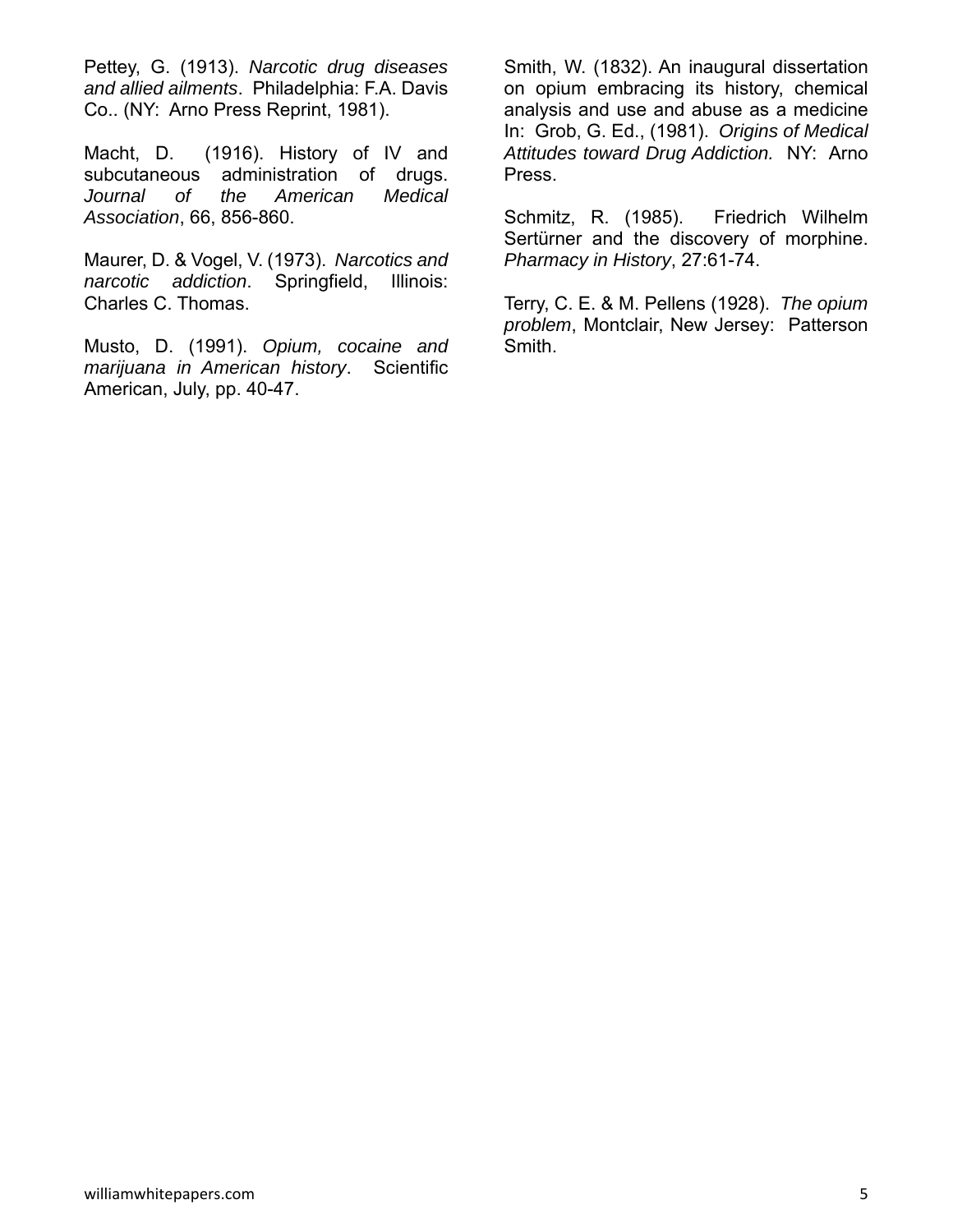Pettey, G. (1913). *Narcotic drug diseases and allied ailments*. Philadelphia: F.A. Davis Co.. (NY: Arno Press Reprint, 1981).

Macht, D. (1916). History of IV and subcutaneous administration of drugs. *Journal of the American Medical Association*, 66, 856-860.

Maurer, D. & Vogel, V. (1973). *Narcotics and narcotic addiction*. Springfield, Illinois: Charles C. Thomas.

Musto, D. (1991). *Opium, cocaine and marijuana in American history*. Scientific American, July, pp. 40-47.

Smith, W. (1832). An inaugural dissertation on opium embracing its history, chemical analysis and use and abuse as a medicine In: Grob, G. Ed., (1981). *Origins of Medical Attitudes toward Drug Addiction.* NY: Arno Press.

Schmitz, R. (1985). Friedrich Wilhelm Sertürner and the discovery of morphine. *Pharmacy in History*, 27:61-74.

Terry, C. E. & M. Pellens (1928). *The opium problem*, Montclair, New Jersey: Patterson Smith.